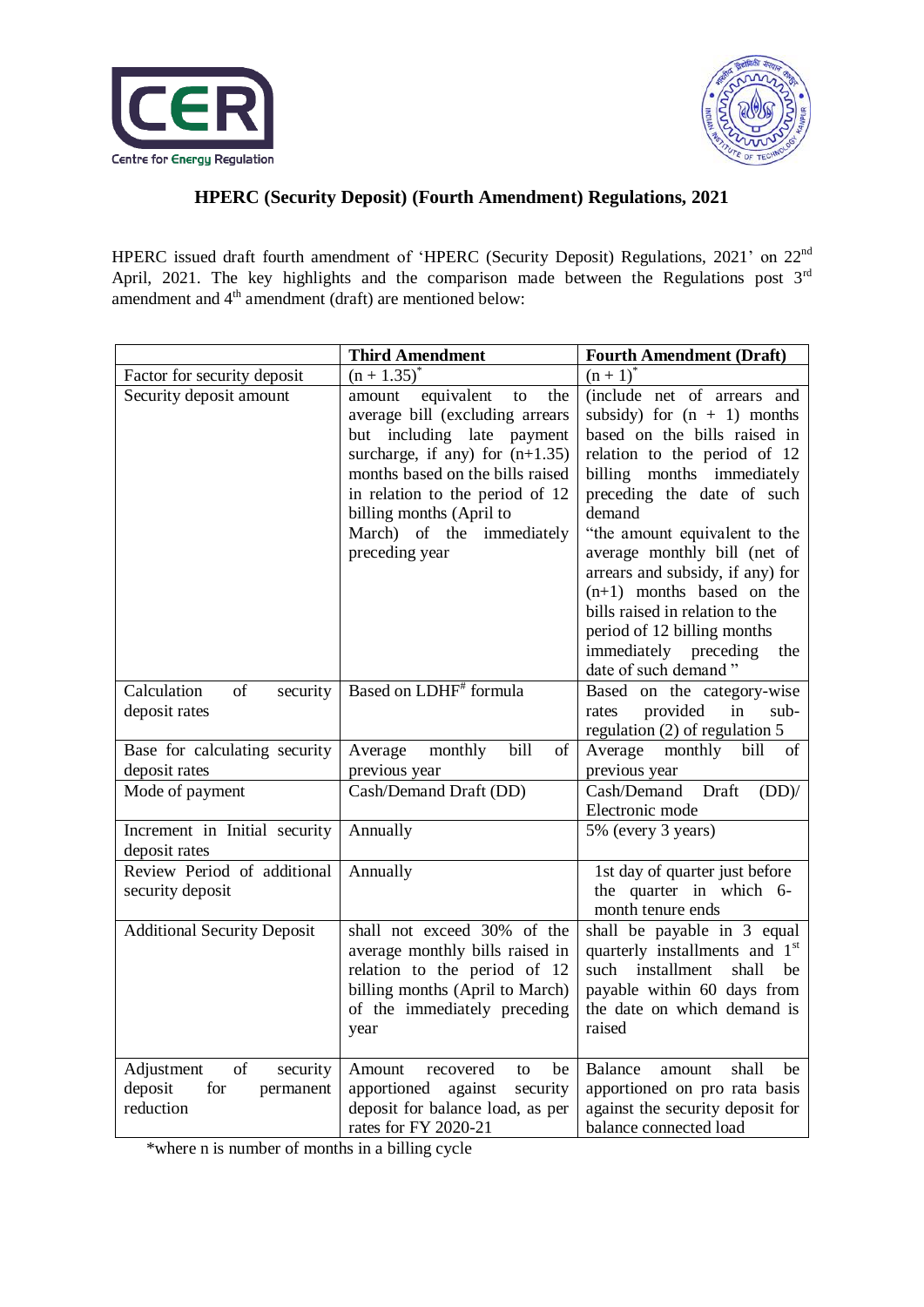# HPERC (Security Deposit) (Fourth Amendment) Regulations, 2021

HPERC issued draft fourth amendment of 'HPERC (Security Deposit) Regulations, 2021' on 22nd April, 2021. The key highlights and the comparison made between the Regulations post 3rd amendment and 4th amendment (draft) are mentioned below:

| | Third Amendment | Fourth Amendment (Draft) |
|---|---|---|
| Factor for security deposit | $(n + 1.35)^*$ | $(n + 1)^*$ |
| Security deposit amount | amount equivalent to the average bill (excluding arrears but including late payment surcharge, if any) for (n+1.35) months based on the bills raised in relation to the period of 12 billing months (April to March) of the immediately preceding year | (include net of arrears and subsidy) for (n + 1) months based on the bills raised in relation to the period of 12 billing months immediately preceding the date of such demand "the amount equivalent to the average monthly bill (net of arrears and subsidy, if any) for (n+1) months based on the bills raised in relation to the period of 12 billing months immediately preceding the date of such demand" |
| Calculation of security deposit rates | Based on LDHF# formula | Based on the category-wise rates provided in sub-regulation (2) of regulation 5 |
| Base for calculating security deposit rates | Average monthly bill of previous year | Average monthly bill of previous year |
| Mode of payment | Cash/Demand Draft (DD) | Cash/Demand Draft (DD)/ Electronic mode |
| Increment in Initial security deposit rates | Annually | 5% (every 3 years) |
| Review Period of additional security deposit | Annually | 1st day of quarter just before the quarter in which 6-month tenure ends |
| Additional Security Deposit | shall not exceed 30% of the average monthly bills raised in relation to the period of 12 billing months (April to March) of the immediately preceding year | shall be payable in 3 equal quarterly installments and 1st such installment shall be payable within 60 days from the date on which demand is raised |
| Adjustment of security deposit for permanent reduction | Amount recovered to be apportioned against security deposit for balance load, as per rates for FY 2020-21 | Balance amount shall be apportioned on pro rata basis against the security deposit for balance connected load |

*where n is number of months in a billing cycle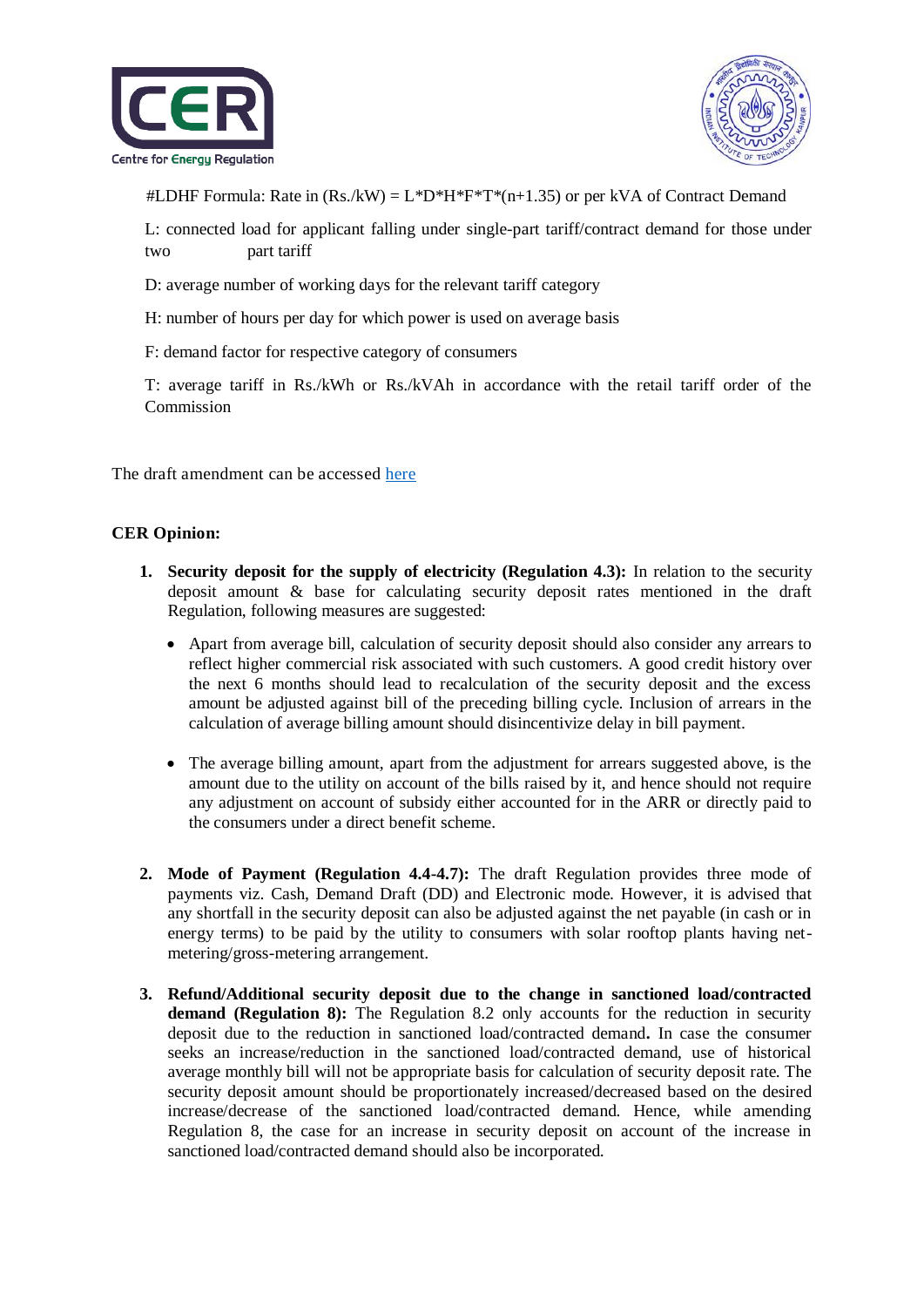#LDHF Formula: Rate in (Rs./kW) = $L*D*H*F*T*(n+1.35)$ or per kVA of Contract Demand

L: connected load for applicant falling under single-part tariff/contract demand for those under two part tariff

D: average number of working days for the relevant tariff category

H: number of hours per day for which power is used on average basis

F: demand factor for respective category of consumers

T: average tariff in Rs./kWh or Rs./kVAh in accordance with the retail tariff order of the Commission

The draft amendment can be accessed [here]

**CER Opinion:**

1. **Security deposit for the supply of electricity (Regulation 4.3):** In relation to the security deposit amount & base for calculating security deposit rates mentioned in the draft Regulation, following measures are suggested:

    - Apart from average bill, calculation of security deposit should also consider any arrears to reflect higher commercial risk associated with such customers. A good credit history over the next 6 months should lead to recalculation of the security deposit and the excess amount be adjusted against bill of the preceding billing cycle. Inclusion of arrears in the calculation of average billing amount should disincentivize delay in bill payment.

    - The average billing amount, apart from the adjustment for arrears suggested above, is the amount due to the utility on account of the bills raised by it, and hence should not require any adjustment on account of subsidy either accounted for in the ARR or directly paid to the consumers under a direct benefit scheme.

2. **Mode of Payment (Regulation 4.4-4.7):** The draft Regulation provides three mode of payments viz. Cash, Demand Draft (DD) and Electronic mode. However, it is advised that any shortfall in the security deposit can also be adjusted against the net payable (in cash or in energy terms) to be paid by the utility to consumers with solar rooftop plants having net-metering/gross-metering arrangement.

3. **Refund/Additional security deposit due to the change in sanctioned load/contracted demand (Regulation 8):** The Regulation 8.2 only accounts for the reduction in security deposit due to the reduction in sanctioned load/contracted demand**.** In case the consumer seeks an increase/reduction in the sanctioned load/contracted demand, use of historical average monthly bill will not be appropriate basis for calculation of security deposit rate. The security deposit amount should be proportionately increased/decreased based on the desired increase/decrease of the sanctioned load/contracted demand. Hence, while amending Regulation 8, the case for an increase in security deposit on account of the increase in sanctioned load/contracted demand should also be incorporated.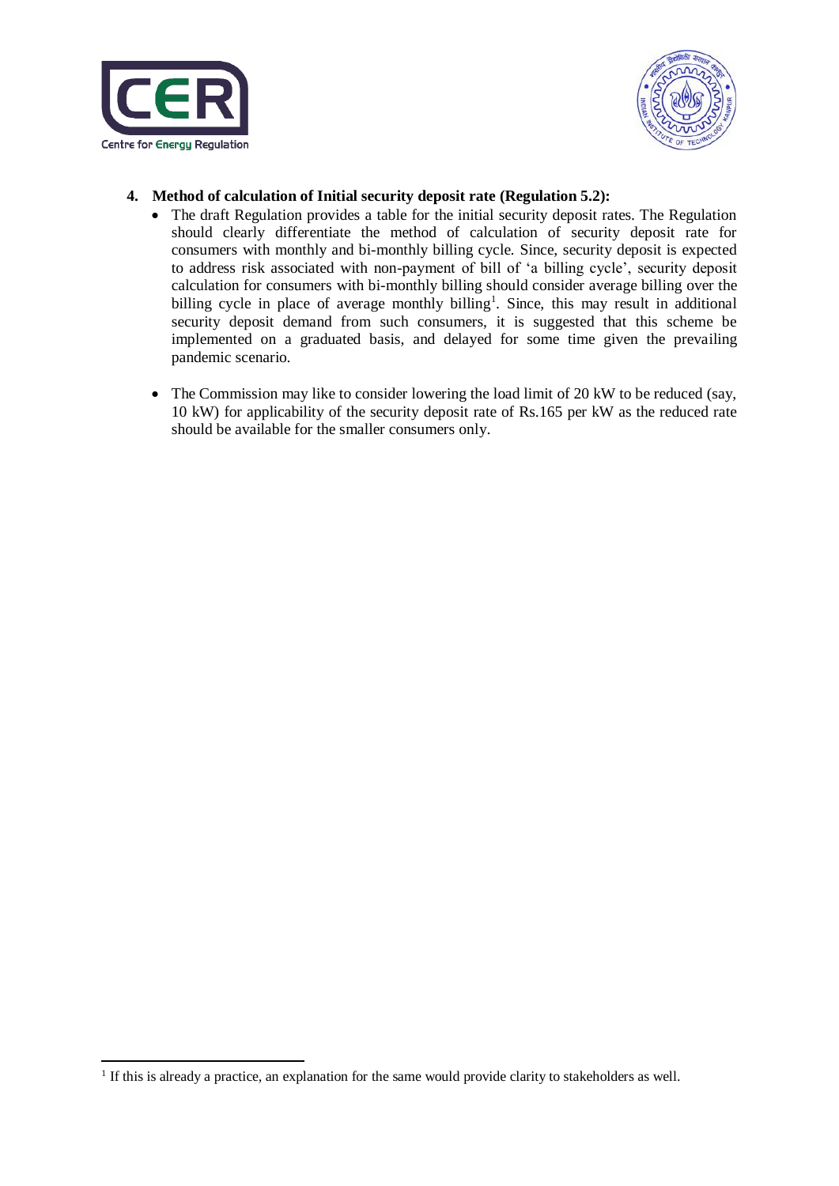4. **Method of calculation of Initial security deposit rate (Regulation 5.2):**

- The draft Regulation provides a table for the initial security deposit rates. The Regulation should clearly differentiate the method of calculation of security deposit rate for consumers with monthly and bi-monthly billing cycle. Since, security deposit is expected to address risk associated with non-payment of bill of 'a billing cycle', security deposit calculation for consumers with bi-monthly billing should consider average billing over the billing cycle in place of average monthly billing[1]. Since, this may result in additional security deposit demand from such consumers, it is suggested that this scheme be implemented on a graduated basis, and delayed for some time given the prevailing pandemic scenario.

- The Commission may like to consider lowering the load limit of 20 kW to be reduced (say, 10 kW) for applicability of the security deposit rate of Rs.165 per kW as the reduced rate should be available for the smaller consumers only.

[1] If this is already a practice, an explanation for the same would provide clarity to stakeholders as well.